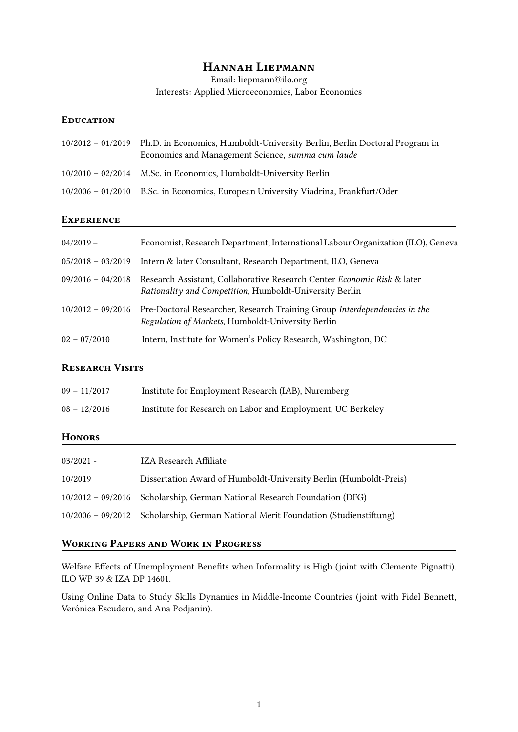# Hannah Liepmann

Email: liepmann@ilo.org
Interests: Applied Microeconomics, Labor Economics

## Education

| | |
|---|---|
| 10/2012 – 01/2019 | Ph.D. in Economics, Humboldt-University Berlin, Berlin Doctoral Program in Economics and Management Science, *summa cum laude* |
| 10/2010 – 02/2014 | M.Sc. in Economics, Humboldt-University Berlin |
| 10/2006 – 01/2010 | B.Sc. in Economics, European University Viadrina, Frankfurt/Oder |

## Experience

| | |
|---|---|
| 04/2019 – | Economist, Research Department, International Labour Organization (ILO), Geneva |
| 05/2018 – 03/2019 | Intern & later Consultant, Research Department, ILO, Geneva |
| 09/2016 – 04/2018 | Research Assistant, Collaborative Research Center *Economic Risk* & later *Rationality and Competition*, Humboldt-University Berlin |
| 10/2012 – 09/2016 | Pre-Doctoral Researcher, Research Training Group *Interdependencies in the Regulation of Markets*, Humboldt-University Berlin |
| 02 – 07/2010 | Intern, Institute for Women's Policy Research, Washington, DC |

## Research Visits

| | |
|---|---|
| 09 – 11/2017 | Institute for Employment Research (IAB), Nuremberg |
| 08 – 12/2016 | Institute for Research on Labor and Employment, UC Berkeley |

## Honors

| | |
|---|---|
| 03/2021 - | IZA Research Affiliate |
| 10/2019 | Dissertation Award of Humboldt-University Berlin (Humboldt-Preis) |
| 10/2012 – 09/2016 | Scholarship, German National Research Foundation (DFG) |
| 10/2006 – 09/2012 | Scholarship, German National Merit Foundation (Studienstiftung) |

## Working Papers and Work in Progress

Welfare Effects of Unemployment Benefits when Informality is High (joint with Clemente Pignatti). ILO WP 39 & IZA DP 14601.

Using Online Data to Study Skills Dynamics in Middle-Income Countries (joint with Fidel Bennett, Verónica Escudero, and Ana Podjanin).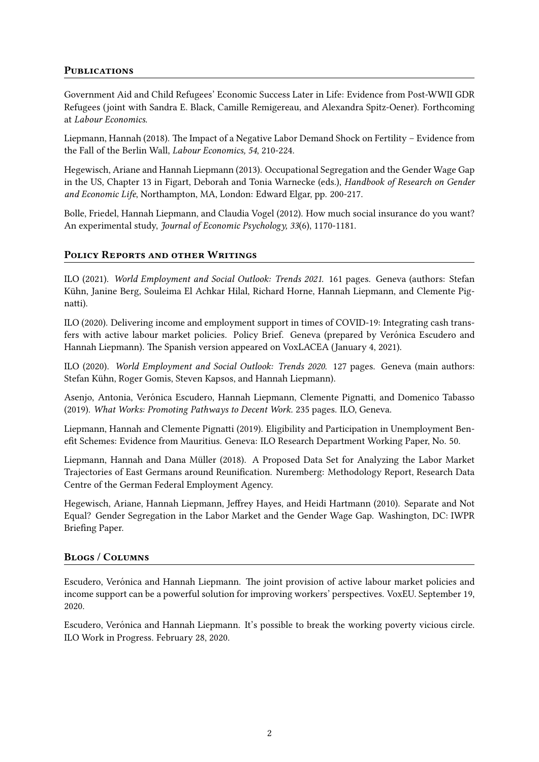## Publications

Government Aid and Child Refugees' Economic Success Later in Life: Evidence from Post-WWII GDR Refugees (joint with Sandra E. Black, Camille Remigereau, and Alexandra Spitz-Oener). Forthcoming at *Labour Economics*.

Liepmann, Hannah (2018). The Impact of a Negative Labor Demand Shock on Fertility – Evidence from the Fall of the Berlin Wall, *Labour Economics, 54*, 210-224.

Hegewisch, Ariane and Hannah Liepmann (2013). Occupational Segregation and the Gender Wage Gap in the US, Chapter 13 in Figart, Deborah and Tonia Warnecke (eds.), *Handbook of Research on Gender and Economic Life*, Northampton, MA, London: Edward Elgar, pp. 200-217.

Bolle, Friedel, Hannah Liepmann, and Claudia Vogel (2012). How much social insurance do you want? An experimental study, *Journal of Economic Psychology, 33*(6), 1170-1181.

## Policy Reports and other Writings

ILO (2021). *World Employment and Social Outlook: Trends 2021*. 161 pages. Geneva (authors: Stefan Kühn, Janine Berg, Souleima El Achkar Hilal, Richard Horne, Hannah Liepmann, and Clemente Pignatti).

ILO (2020). Delivering income and employment support in times of COVID-19: Integrating cash transfers with active labour market policies. Policy Brief. Geneva (prepared by Verónica Escudero and Hannah Liepmann). The Spanish version appeared on VoxLACEA (January 4, 2021).

ILO (2020). *World Employment and Social Outlook: Trends 2020*. 127 pages. Geneva (main authors: Stefan Kühn, Roger Gomis, Steven Kapsos, and Hannah Liepmann).

Asenjo, Antonia, Verónica Escudero, Hannah Liepmann, Clemente Pignatti, and Domenico Tabasso (2019). *What Works: Promoting Pathways to Decent Work*. 235 pages. ILO, Geneva.

Liepmann, Hannah and Clemente Pignatti (2019). Eligibility and Participation in Unemployment Benefit Schemes: Evidence from Mauritius. Geneva: ILO Research Department Working Paper, No. 50.

Liepmann, Hannah and Dana Müller (2018). A Proposed Data Set for Analyzing the Labor Market Trajectories of East Germans around Reunification. Nuremberg: Methodology Report, Research Data Centre of the German Federal Employment Agency.

Hegewisch, Ariane, Hannah Liepmann, Jeffrey Hayes, and Heidi Hartmann (2010). Separate and Not Equal? Gender Segregation in the Labor Market and the Gender Wage Gap. Washington, DC: IWPR Briefing Paper.

## Blogs / Columns

Escudero, Verónica and Hannah Liepmann. The joint provision of active labour market policies and income support can be a powerful solution for improving workers' perspectives. VoxEU. September 19, 2020.

Escudero, Verónica and Hannah Liepmann. It's possible to break the working poverty vicious circle. ILO Work in Progress. February 28, 2020.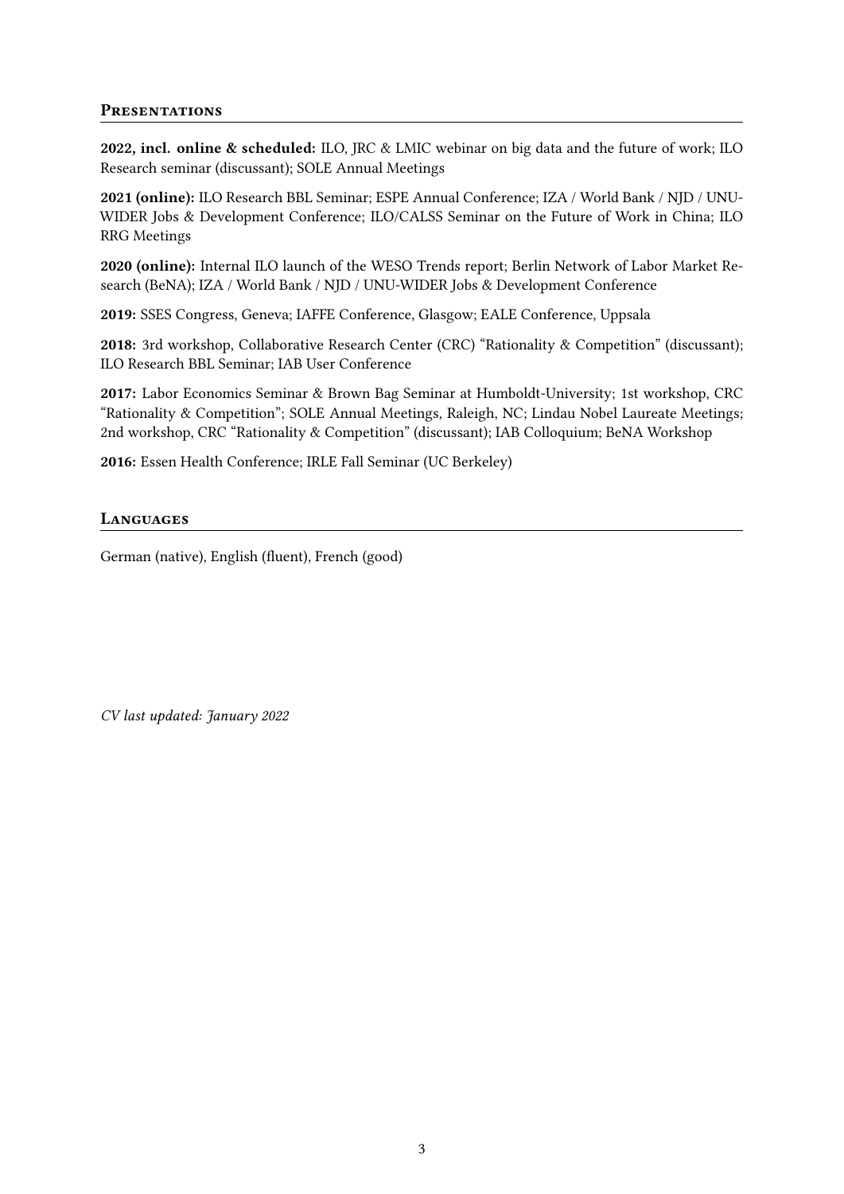## Presentations

**2022, incl. online & scheduled:** ILO, JRC & LMIC webinar on big data and the future of work; ILO Research seminar (discussant); SOLE Annual Meetings

**2021 (online):** ILO Research BBL Seminar; ESPE Annual Conference; IZA / World Bank / NJD / UNU-WIDER Jobs & Development Conference; ILO/CALSS Seminar on the Future of Work in China; ILO RRG Meetings

**2020 (online):** Internal ILO launch of the WESO Trends report; Berlin Network of Labor Market Research (BeNA); IZA / World Bank / NJD / UNU-WIDER Jobs & Development Conference

**2019:** SSES Congress, Geneva; IAFFE Conference, Glasgow; EALE Conference, Uppsala

**2018:** 3rd workshop, Collaborative Research Center (CRC) "Rationality & Competition" (discussant); ILO Research BBL Seminar; IAB User Conference

**2017:** Labor Economics Seminar & Brown Bag Seminar at Humboldt-University; 1st workshop, CRC "Rationality & Competition"; SOLE Annual Meetings, Raleigh, NC; Lindau Nobel Laureate Meetings; 2nd workshop, CRC "Rationality & Competition" (discussant); IAB Colloquium; BeNA Workshop

**2016:** Essen Health Conference; IRLE Fall Seminar (UC Berkeley)

## Languages

German (native), English (fluent), French (good)

*CV last updated: January 2022*